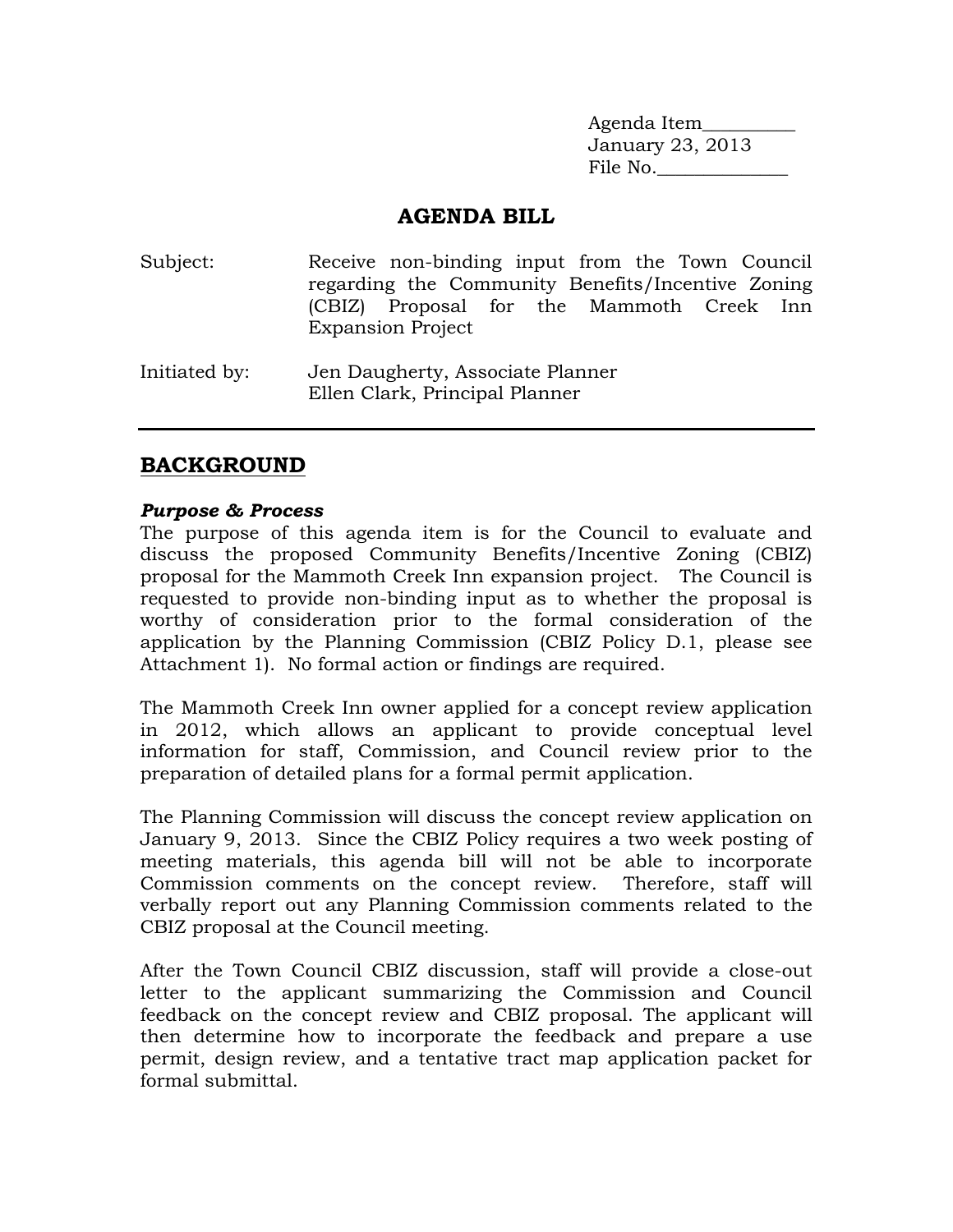Agenda Item__________
January 23, 2013
File No.______________

# AGENDA BILL

Subject: Receive non-binding input from the Town Council regarding the Community Benefits/Incentive Zoning (CBIZ) Proposal for the Mammoth Creek Inn Expansion Project

Initiated by: Jen Daugherty, Associate Planner
Ellen Clark, Principal Planner

---

## BACKGROUND

***Purpose & Process***

The purpose of this agenda item is for the Council to evaluate and discuss the proposed Community Benefits/Incentive Zoning (CBIZ) proposal for the Mammoth Creek Inn expansion project. The Council is requested to provide non-binding input as to whether the proposal is worthy of consideration prior to the formal consideration of the application by the Planning Commission (CBIZ Policy D.1, please see Attachment 1). No formal action or findings are required.

The Mammoth Creek Inn owner applied for a concept review application in 2012, which allows an applicant to provide conceptual level information for staff, Commission, and Council review prior to the preparation of detailed plans for a formal permit application.

The Planning Commission will discuss the concept review application on January 9, 2013. Since the CBIZ Policy requires a two week posting of meeting materials, this agenda bill will not be able to incorporate Commission comments on the concept review. Therefore, staff will verbally report out any Planning Commission comments related to the CBIZ proposal at the Council meeting.

After the Town Council CBIZ discussion, staff will provide a close-out letter to the applicant summarizing the Commission and Council feedback on the concept review and CBIZ proposal. The applicant will then determine how to incorporate the feedback and prepare a use permit, design review, and a tentative tract map application packet for formal submittal.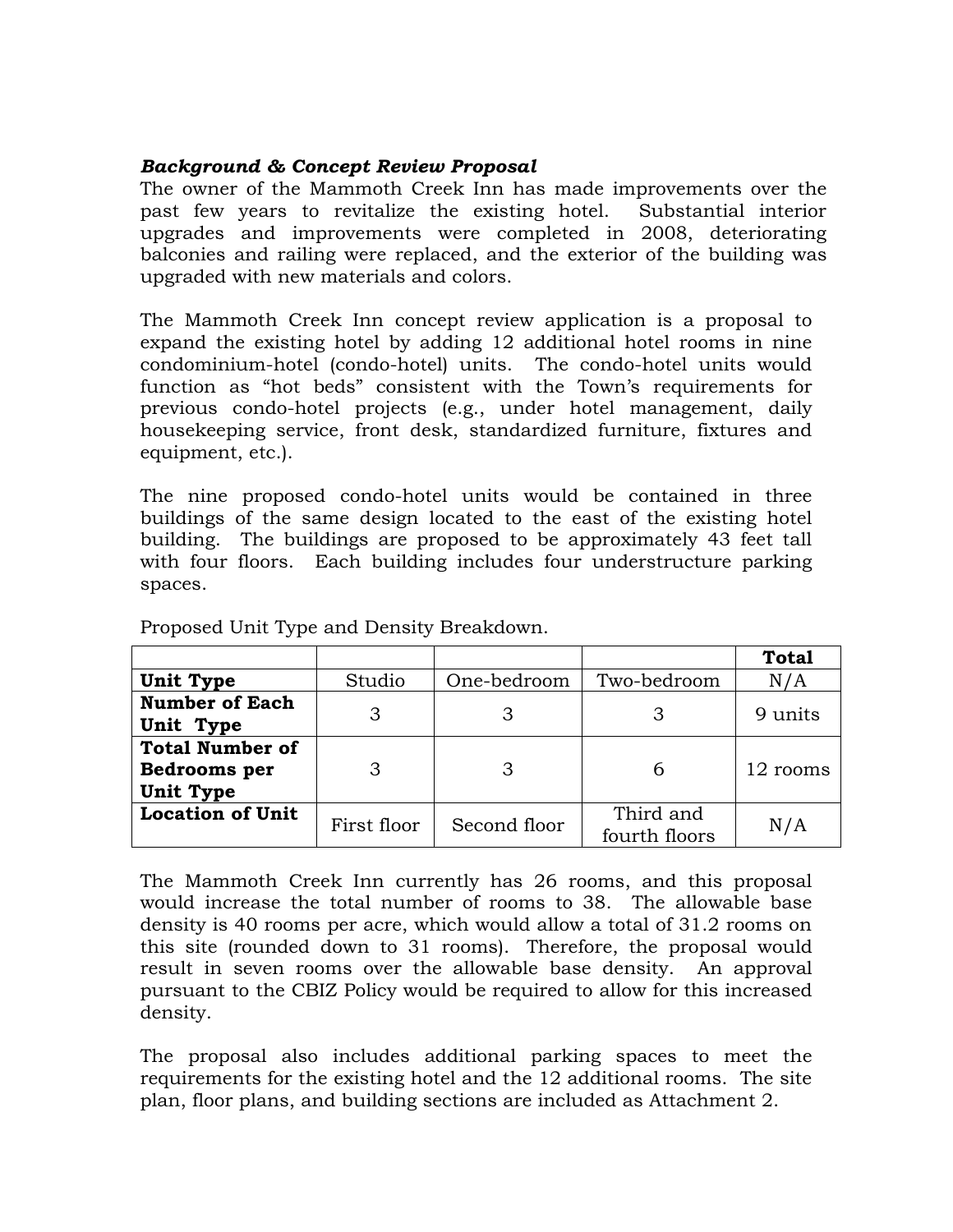***Background & Concept Review Proposal***

The owner of the Mammoth Creek Inn has made improvements over the past few years to revitalize the existing hotel. Substantial interior upgrades and improvements were completed in 2008, deteriorating balconies and railing were replaced, and the exterior of the building was upgraded with new materials and colors.

The Mammoth Creek Inn concept review application is a proposal to expand the existing hotel by adding 12 additional hotel rooms in nine condominium-hotel (condo-hotel) units. The condo-hotel units would function as "hot beds" consistent with the Town's requirements for previous condo-hotel projects (e.g., under hotel management, daily housekeeping service, front desk, standardized furniture, fixtures and equipment, etc.).

The nine proposed condo-hotel units would be contained in three buildings of the same design located to the east of the existing hotel building. The buildings are proposed to be approximately 43 feet tall with four floors. Each building includes four understructure parking spaces.

Proposed Unit Type and Density Breakdown.

| | | | | **Total** |
|---|---|---|---|---|
| **Unit Type** | Studio | One-bedroom | Two-bedroom | N/A |
| **Number of Each Unit Type** | 3 | 3 | 3 | 9 units |
| **Total Number of Bedrooms per Unit Type** | 3 | 3 | 6 | 12 rooms |
| **Location of Unit** | First floor | Second floor | Third and fourth floors | N/A |

The Mammoth Creek Inn currently has 26 rooms, and this proposal would increase the total number of rooms to 38. The allowable base density is 40 rooms per acre, which would allow a total of 31.2 rooms on this site (rounded down to 31 rooms). Therefore, the proposal would result in seven rooms over the allowable base density. An approval pursuant to the CBIZ Policy would be required to allow for this increased density.

The proposal also includes additional parking spaces to meet the requirements for the existing hotel and the 12 additional rooms. The site plan, floor plans, and building sections are included as Attachment 2.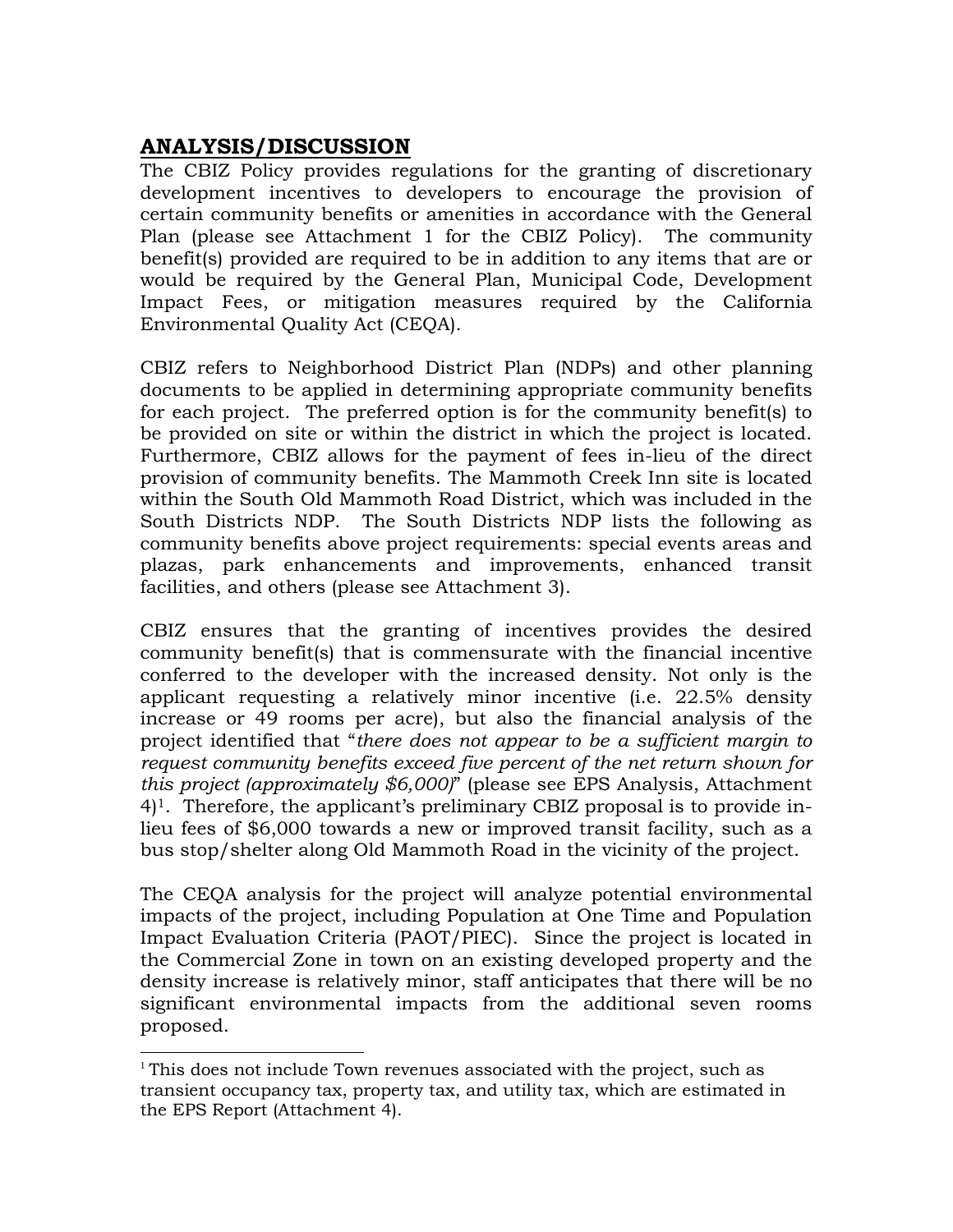## ANALYSIS/DISCUSSION

The CBIZ Policy provides regulations for the granting of discretionary development incentives to developers to encourage the provision of certain community benefits or amenities in accordance with the General Plan (please see Attachment 1 for the CBIZ Policy). The community benefit(s) provided are required to be in addition to any items that are or would be required by the General Plan, Municipal Code, Development Impact Fees, or mitigation measures required by the California Environmental Quality Act (CEQA).

CBIZ refers to Neighborhood District Plan (NDPs) and other planning documents to be applied in determining appropriate community benefits for each project. The preferred option is for the community benefit(s) to be provided on site or within the district in which the project is located. Furthermore, CBIZ allows for the payment of fees in-lieu of the direct provision of community benefits. The Mammoth Creek Inn site is located within the South Old Mammoth Road District, which was included in the South Districts NDP. The South Districts NDP lists the following as community benefits above project requirements: special events areas and plazas, park enhancements and improvements, enhanced transit facilities, and others (please see Attachment 3).

CBIZ ensures that the granting of incentives provides the desired community benefit(s) that is commensurate with the financial incentive conferred to the developer with the increased density. Not only is the applicant requesting a relatively minor incentive (i.e. 22.5% density increase or 49 rooms per acre), but also the financial analysis of the project identified that "*there does not appear to be a sufficient margin to request community benefits exceed five percent of the net return shown for this project (approximately $6,000)*" (please see EPS Analysis, Attachment 4)[1]. Therefore, the applicant's preliminary CBIZ proposal is to provide in-lieu fees of $6,000 towards a new or improved transit facility, such as a bus stop/shelter along Old Mammoth Road in the vicinity of the project.

The CEQA analysis for the project will analyze potential environmental impacts of the project, including Population at One Time and Population Impact Evaluation Criteria (PAOT/PIEC). Since the project is located in the Commercial Zone in town on an existing developed property and the density increase is relatively minor, staff anticipates that there will be no significant environmental impacts from the additional seven rooms proposed.

---

[1] This does not include Town revenues associated with the project, such as transient occupancy tax, property tax, and utility tax, which are estimated in the EPS Report (Attachment 4).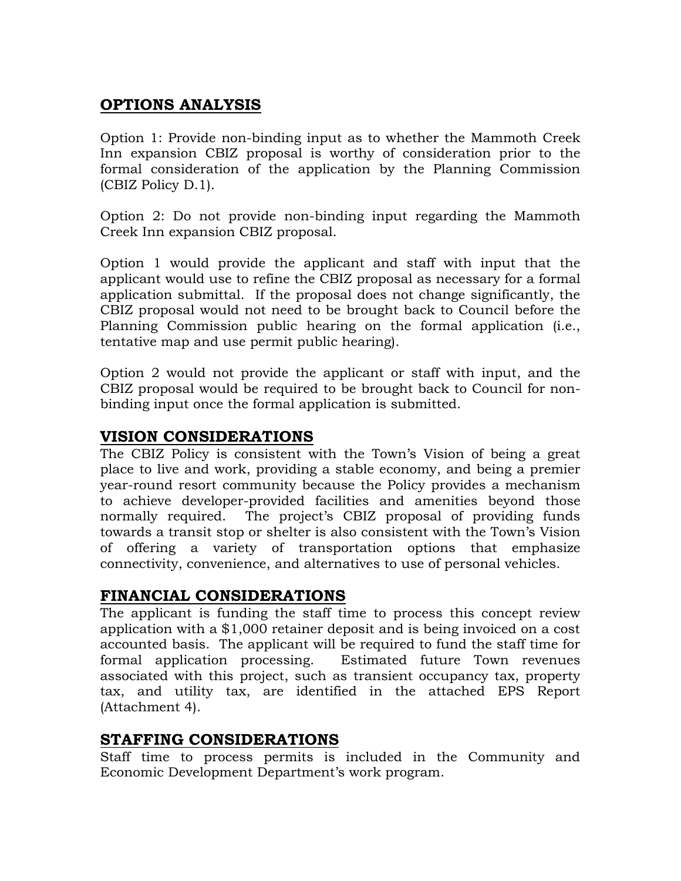## OPTIONS ANALYSIS

Option 1: Provide non-binding input as to whether the Mammoth Creek Inn expansion CBIZ proposal is worthy of consideration prior to the formal consideration of the application by the Planning Commission (CBIZ Policy D.1).

Option 2: Do not provide non-binding input regarding the Mammoth Creek Inn expansion CBIZ proposal.

Option 1 would provide the applicant and staff with input that the applicant would use to refine the CBIZ proposal as necessary for a formal application submittal. If the proposal does not change significantly, the CBIZ proposal would not need to be brought back to Council before the Planning Commission public hearing on the formal application (i.e., tentative map and use permit public hearing).

Option 2 would not provide the applicant or staff with input, and the CBIZ proposal would be required to be brought back to Council for non-binding input once the formal application is submitted.

## VISION CONSIDERATIONS

The CBIZ Policy is consistent with the Town's Vision of being a great place to live and work, providing a stable economy, and being a premier year-round resort community because the Policy provides a mechanism to achieve developer-provided facilities and amenities beyond those normally required. The project's CBIZ proposal of providing funds towards a transit stop or shelter is also consistent with the Town's Vision of offering a variety of transportation options that emphasize connectivity, convenience, and alternatives to use of personal vehicles.

## FINANCIAL CONSIDERATIONS

The applicant is funding the staff time to process this concept review application with a $1,000 retainer deposit and is being invoiced on a cost accounted basis. The applicant will be required to fund the staff time for formal application processing. Estimated future Town revenues associated with this project, such as transient occupancy tax, property tax, and utility tax, are identified in the attached EPS Report (Attachment 4).

## STAFFING CONSIDERATIONS

Staff time to process permits is included in the Community and Economic Development Department's work program.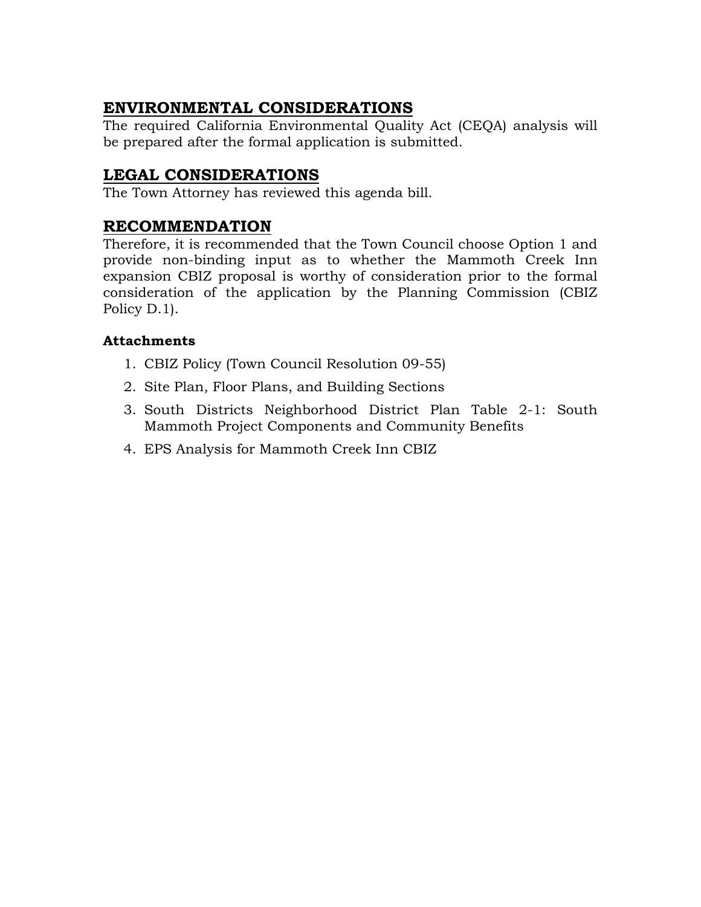## ENVIRONMENTAL CONSIDERATIONS

The required California Environmental Quality Act (CEQA) analysis will be prepared after the formal application is submitted.

## LEGAL CONSIDERATIONS

The Town Attorney has reviewed this agenda bill.

## RECOMMENDATION

Therefore, it is recommended that the Town Council choose Option 1 and provide non-binding input as to whether the Mammoth Creek Inn expansion CBIZ proposal is worthy of consideration prior to the formal consideration of the application by the Planning Commission (CBIZ Policy D.1).

**Attachments**

1. CBIZ Policy (Town Council Resolution 09-55)
2. Site Plan, Floor Plans, and Building Sections
3. South Districts Neighborhood District Plan Table 2-1: South Mammoth Project Components and Community Benefits
4. EPS Analysis for Mammoth Creek Inn CBIZ